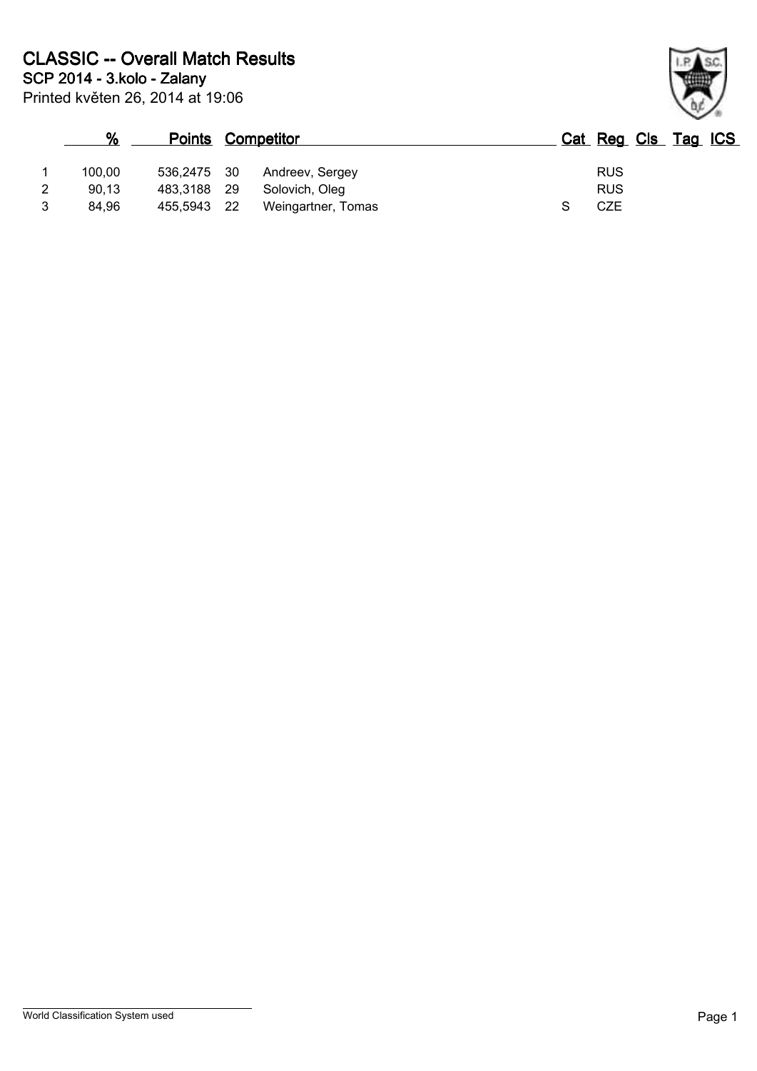# CLASSIC -- Overall Match Results

## SCP 2014 - 3.kolo - Zalany

Printed květen 26, 2014 at 19:06

| | % | Points | | Competitor | Cat | Reg | Cls | Tag | ICS |
|---|---|---|---|---|---|---|---|---|---|
| 1 | 100,00 | 536,2475 | 30 | Andreev, Sergey | | RUS | | | |
| 2 | 90,13 | 483,3188 | 29 | Solovich, Oleg | | RUS | | | |
| 3 | 84,96 | 455,5943 | 22 | Weingartner, Tomas | S | CZE | | | |

World Classification System used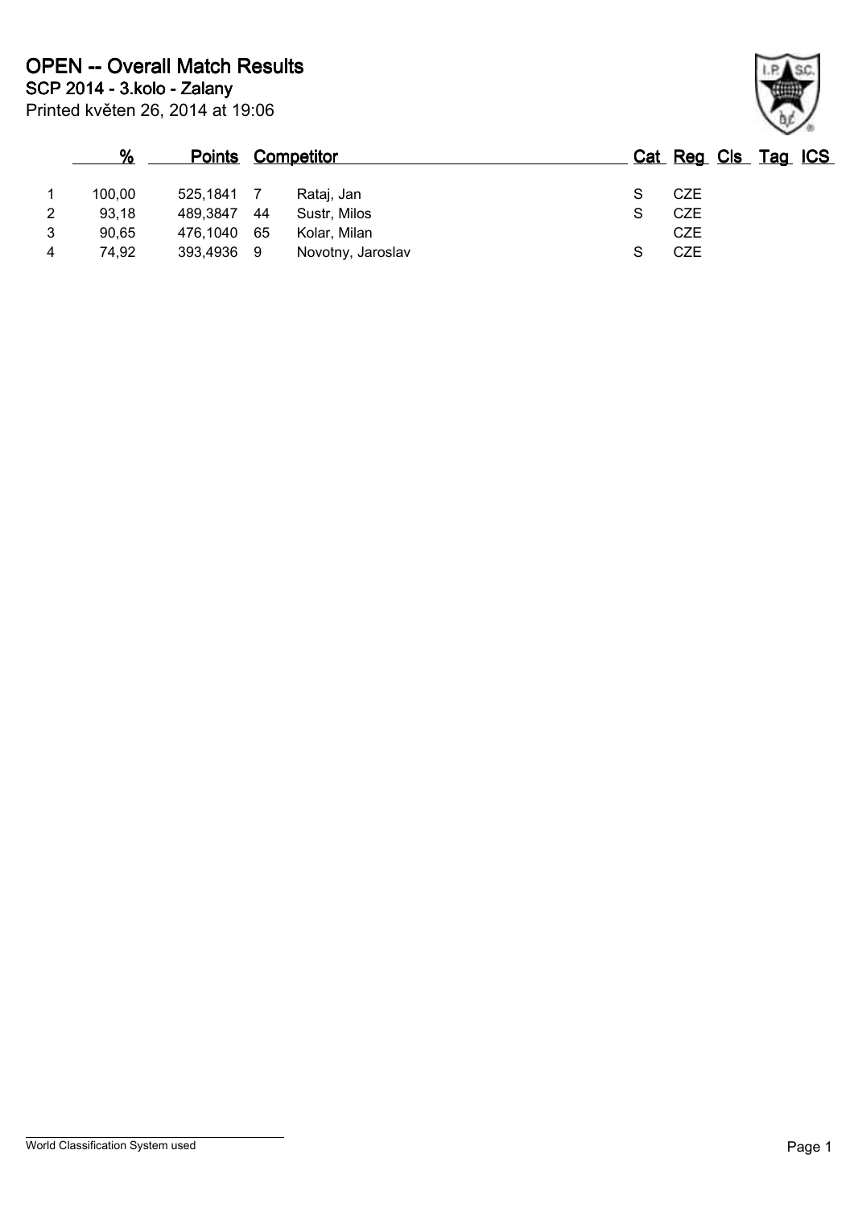# OPEN -- Overall Match Results

## SCP 2014 - 3.kolo - Zalany

Printed květen 26, 2014 at 19:06

| | % | Points | Competitor | | Cat | Reg | Cls | Tag | ICS |
|---|---|---|---|---|---|---|---|---|---|
| 1 | 100,00 | 525,1841 | 7 | Rataj, Jan | S | CZE | | | |
| 2 | 93,18 | 489,3847 | 44 | Sustr, Milos | S | CZE | | | |
| 3 | 90,65 | 476,1040 | 65 | Kolar, Milan | | CZE | | | |
| 4 | 74,92 | 393,4936 | 9 | Novotny, Jaroslav | S | CZE | | | |

World Classification System used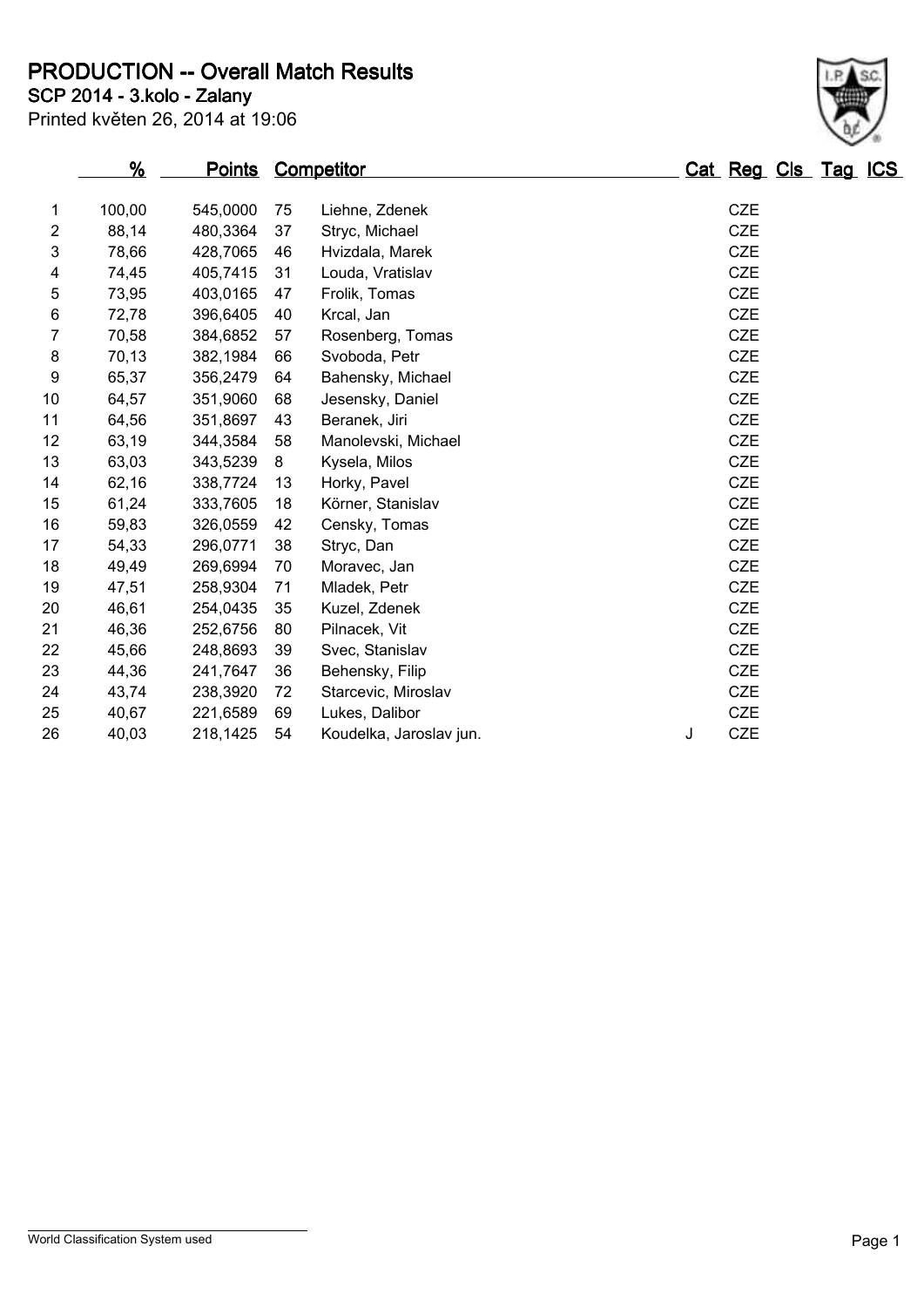# PRODUCTION -- Overall Match Results

**SCP 2014 - 3.kolo - Zalany**

Printed květen 26, 2014 at 19:06

| | % | Points | | Competitor | Cat | Reg | Cls | Tag | ICS |
|---|---|---|---|---|---|---|---|---|---|
| 1 | 100,00 | 545,0000 | 75 | Liehne, Zdenek | | CZE | | | |
| 2 | 88,14 | 480,3364 | 37 | Stryc, Michael | | CZE | | | |
| 3 | 78,66 | 428,7065 | 46 | Hvizdala, Marek | | CZE | | | |
| 4 | 74,45 | 405,7415 | 31 | Louda, Vratislav | | CZE | | | |
| 5 | 73,95 | 403,0165 | 47 | Frolik, Tomas | | CZE | | | |
| 6 | 72,78 | 396,6405 | 40 | Krcal, Jan | | CZE | | | |
| 7 | 70,58 | 384,6852 | 57 | Rosenberg, Tomas | | CZE | | | |
| 8 | 70,13 | 382,1984 | 66 | Svoboda, Petr | | CZE | | | |
| 9 | 65,37 | 356,2479 | 64 | Bahensky, Michael | | CZE | | | |
| 10 | 64,57 | 351,9060 | 68 | Jesensky, Daniel | | CZE | | | |
| 11 | 64,56 | 351,8697 | 43 | Beranek, Jiri | | CZE | | | |
| 12 | 63,19 | 344,3584 | 58 | Manolevski, Michael | | CZE | | | |
| 13 | 63,03 | 343,5239 | 8 | Kysela, Milos | | CZE | | | |
| 14 | 62,16 | 338,7724 | 13 | Horky, Pavel | | CZE | | | |
| 15 | 61,24 | 333,7605 | 18 | Körner, Stanislav | | CZE | | | |
| 16 | 59,83 | 326,0559 | 42 | Censky, Tomas | | CZE | | | |
| 17 | 54,33 | 296,0771 | 38 | Stryc, Dan | | CZE | | | |
| 18 | 49,49 | 269,6994 | 70 | Moravec, Jan | | CZE | | | |
| 19 | 47,51 | 258,9304 | 71 | Mladek, Petr | | CZE | | | |
| 20 | 46,61 | 254,0435 | 35 | Kuzel, Zdenek | | CZE | | | |
| 21 | 46,36 | 252,6756 | 80 | Pilnacek, Vit | | CZE | | | |
| 22 | 45,66 | 248,8693 | 39 | Svec, Stanislav | | CZE | | | |
| 23 | 44,36 | 241,7647 | 36 | Behensky, Filip | | CZE | | | |
| 24 | 43,74 | 238,3920 | 72 | Starcevic, Miroslav | | CZE | | | |
| 25 | 40,67 | 221,6589 | 69 | Lukes, Dalibor | | CZE | | | |
| 26 | 40,03 | 218,1425 | 54 | Koudelka, Jaroslav jun. | J | CZE | | | |

World Classification System used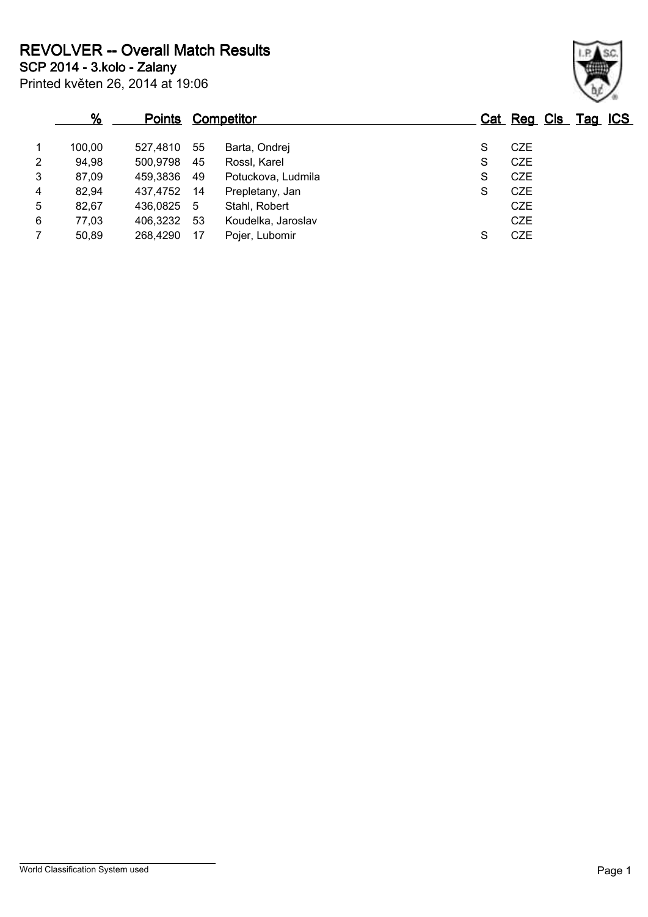# REVOLVER -- Overall Match Results

## SCP 2014 - 3.kolo - Zalany

Printed květen 26, 2014 at 19:06

| | % | Points | Competitor | | Cat | Reg | Cls | Tag | ICS |
|---|---|---|---|---|---|---|---|---|---|
| 1 | 100,00 | 527,4810 | 55 | Barta, Ondrej | S | CZE | | | |
| 2 | 94,98 | 500,9798 | 45 | Rossl, Karel | S | CZE | | | |
| 3 | 87,09 | 459,3836 | 49 | Potuckova, Ludmila | S | CZE | | | |
| 4 | 82,94 | 437,4752 | 14 | Prepletany, Jan | S | CZE | | | |
| 5 | 82,67 | 436,0825 | 5 | Stahl, Robert | | CZE | | | |
| 6 | 77,03 | 406,3232 | 53 | Koudelka, Jaroslav | | CZE | | | |
| 7 | 50,89 | 268,4290 | 17 | Pojer, Lubomir | S | CZE | | | |

World Classification System used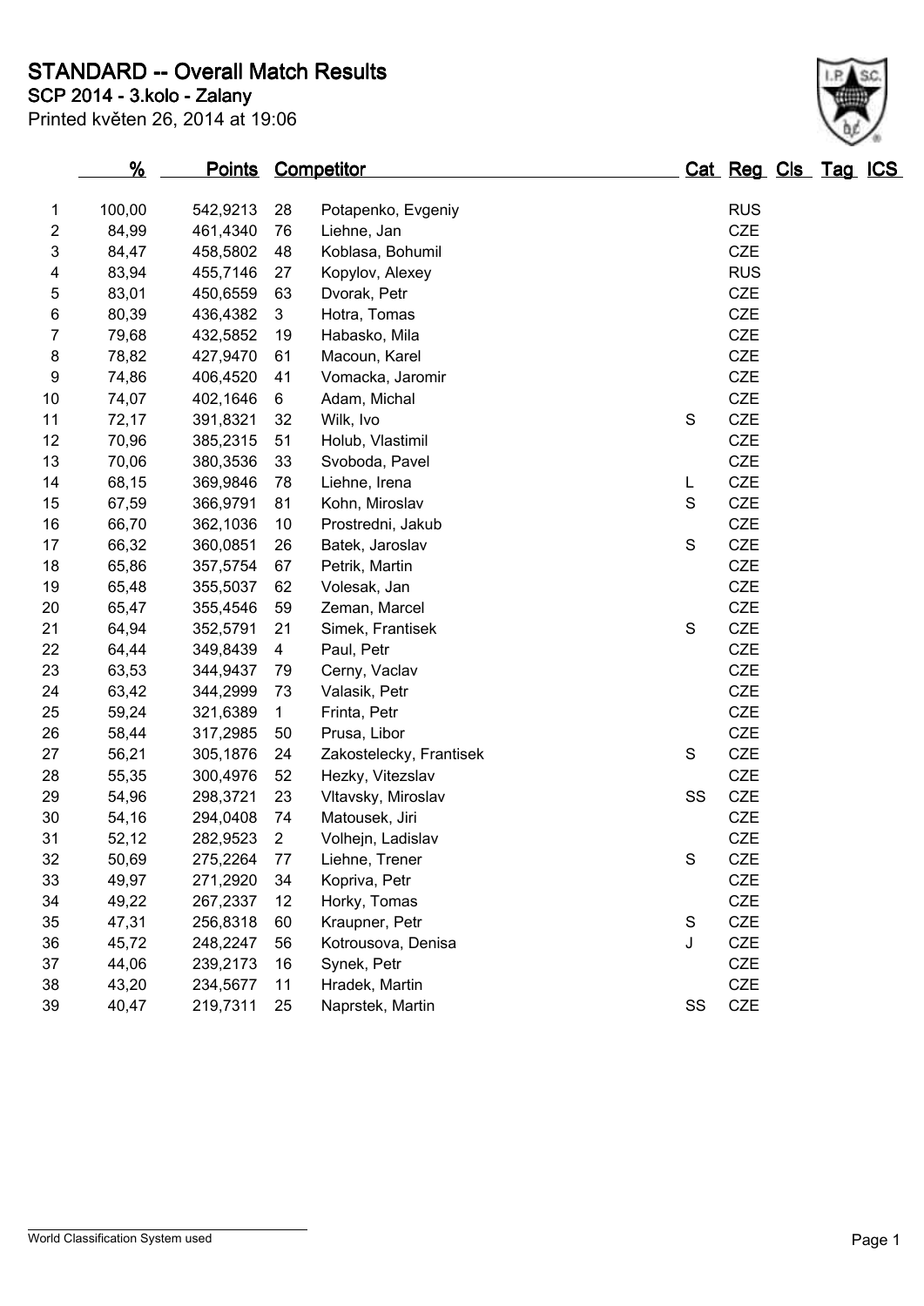# STANDARD -- Overall Match Results

## SCP 2014 - 3.kolo - Zalany

Printed květen 26, 2014 at 19:06

| | % | Points | | Competitor | Cat | Reg | Cls | Tag | ICS |
|---|---|---|---|---|---|---|---|---|---|
| 1 | 100,00 | 542,9213 | 28 | Potapenko, Evgeniy | | RUS | | | |
| 2 | 84,99 | 461,4340 | 76 | Liehne, Jan | | CZE | | | |
| 3 | 84,47 | 458,5802 | 48 | Koblasa, Bohumil | | CZE | | | |
| 4 | 83,94 | 455,7146 | 27 | Kopylov, Alexey | | RUS | | | |
| 5 | 83,01 | 450,6559 | 63 | Dvorak, Petr | | CZE | | | |
| 6 | 80,39 | 436,4382 | 3 | Hotra, Tomas | | CZE | | | |
| 7 | 79,68 | 432,5852 | 19 | Habasko, Mila | | CZE | | | |
| 8 | 78,82 | 427,9470 | 61 | Macoun, Karel | | CZE | | | |
| 9 | 74,86 | 406,4520 | 41 | Vomacka, Jaromir | | CZE | | | |
| 10 | 74,07 | 402,1646 | 6 | Adam, Michal | | CZE | | | |
| 11 | 72,17 | 391,8321 | 32 | Wilk, Ivo | S | CZE | | | |
| 12 | 70,96 | 385,2315 | 51 | Holub, Vlastimil | | CZE | | | |
| 13 | 70,06 | 380,3536 | 33 | Svoboda, Pavel | | CZE | | | |
| 14 | 68,15 | 369,9846 | 78 | Liehne, Irena | L | CZE | | | |
| 15 | 67,59 | 366,9791 | 81 | Kohn, Miroslav | S | CZE | | | |
| 16 | 66,70 | 362,1036 | 10 | Prostredni, Jakub | | CZE | | | |
| 17 | 66,32 | 360,0851 | 26 | Batek, Jaroslav | S | CZE | | | |
| 18 | 65,86 | 357,5754 | 67 | Petrik, Martin | | CZE | | | |
| 19 | 65,48 | 355,5037 | 62 | Volesak, Jan | | CZE | | | |
| 20 | 65,47 | 355,4546 | 59 | Zeman, Marcel | | CZE | | | |
| 21 | 64,94 | 352,5791 | 21 | Simek, Frantisek | S | CZE | | | |
| 22 | 64,44 | 349,8439 | 4 | Paul, Petr | | CZE | | | |
| 23 | 63,53 | 344,9437 | 79 | Cerny, Vaclav | | CZE | | | |
| 24 | 63,42 | 344,2999 | 73 | Valasik, Petr | | CZE | | | |
| 25 | 59,24 | 321,6389 | 1 | Frinta, Petr | | CZE | | | |
| 26 | 58,44 | 317,2985 | 50 | Prusa, Libor | | CZE | | | |
| 27 | 56,21 | 305,1876 | 24 | Zakostelecky, Frantisek | S | CZE | | | |
| 28 | 55,35 | 300,4976 | 52 | Hezky, Vitezslav | | CZE | | | |
| 29 | 54,96 | 298,3721 | 23 | Vltavsky, Miroslav | SS | CZE | | | |
| 30 | 54,16 | 294,0408 | 74 | Matousek, Jiri | | CZE | | | |
| 31 | 52,12 | 282,9523 | 2 | Volhejn, Ladislav | | CZE | | | |
| 32 | 50,69 | 275,2264 | 77 | Liehne, Trener | S | CZE | | | |
| 33 | 49,97 | 271,2920 | 34 | Kopriva, Petr | | CZE | | | |
| 34 | 49,22 | 267,2337 | 12 | Horky, Tomas | | CZE | | | |
| 35 | 47,31 | 256,8318 | 60 | Kraupner, Petr | S | CZE | | | |
| 36 | 45,72 | 248,2247 | 56 | Kotrousova, Denisa | J | CZE | | | |
| 37 | 44,06 | 239,2173 | 16 | Synek, Petr | | CZE | | | |
| 38 | 43,20 | 234,5677 | 11 | Hradek, Martin | | CZE | | | |
| 39 | 40,47 | 219,7311 | 25 | Naprstek, Martin | SS | CZE | | | |

World Classification System used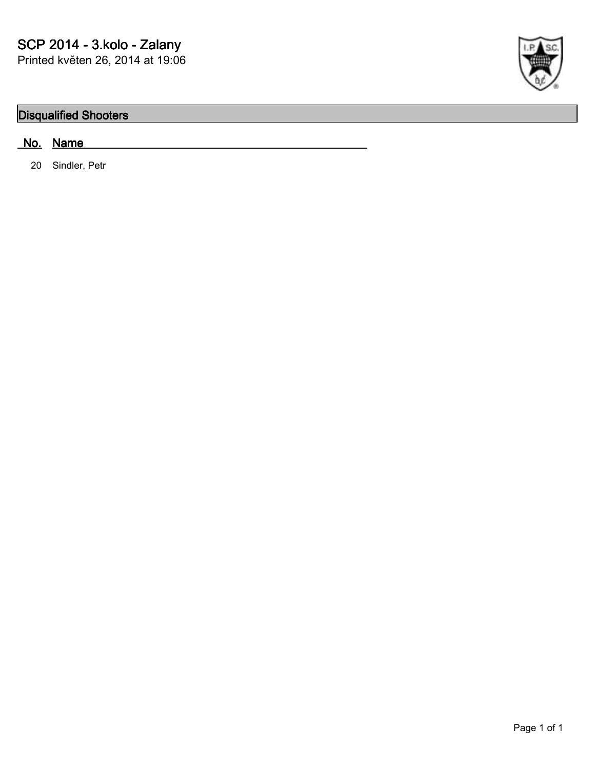# SCP 2014 - 3.kolo - Zalany

Printed květen 26, 2014 at 19:06

## Disqualified Shooters

| No. | Name |
| --- | --- |
| 20 | Sindler, Petr |